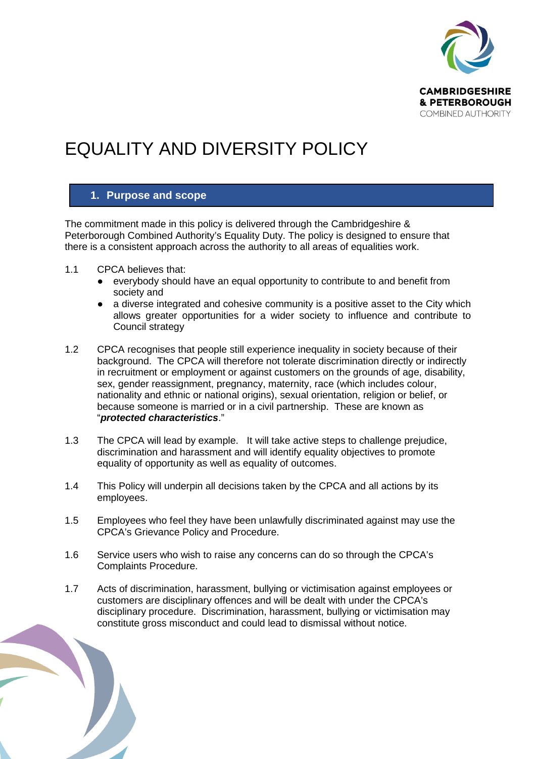CAMBRIDGESHIRE & PETERBOROUGH COMBINED AUTHORITY

# EQUALITY AND DIVERSITY POLICY

## 1. Purpose and scope

The commitment made in this policy is delivered through the Cambridgeshire & Peterborough Combined Authority's Equality Duty. The policy is designed to ensure that there is a consistent approach across the authority to all areas of equalities work.

1.1 CPCA believes that:

- everybody should have an equal opportunity to contribute to and benefit from society and
- a diverse integrated and cohesive community is a positive asset to the City which allows greater opportunities for a wider society to influence and contribute to Council strategy

1.2 CPCA recognises that people still experience inequality in society because of their background. The CPCA will therefore not tolerate discrimination directly or indirectly in recruitment or employment or against customers on the grounds of age, disability, sex, gender reassignment, pregnancy, maternity, race (which includes colour, nationality and ethnic or national origins), sexual orientation, religion or belief, or because someone is married or in a civil partnership. These are known as "***protected characteristics***."

1.3 The CPCA will lead by example. It will take active steps to challenge prejudice, discrimination and harassment and will identify equality objectives to promote equality of opportunity as well as equality of outcomes.

1.4 This Policy will underpin all decisions taken by the CPCA and all actions by its employees.

1.5 Employees who feel they have been unlawfully discriminated against may use the CPCA's Grievance Policy and Procedure.

1.6 Service users who wish to raise any concerns can do so through the CPCA's Complaints Procedure.

1.7 Acts of discrimination, harassment, bullying or victimisation against employees or customers are disciplinary offences and will be dealt with under the CPCA's disciplinary procedure. Discrimination, harassment, bullying or victimisation may constitute gross misconduct and could lead to dismissal without notice.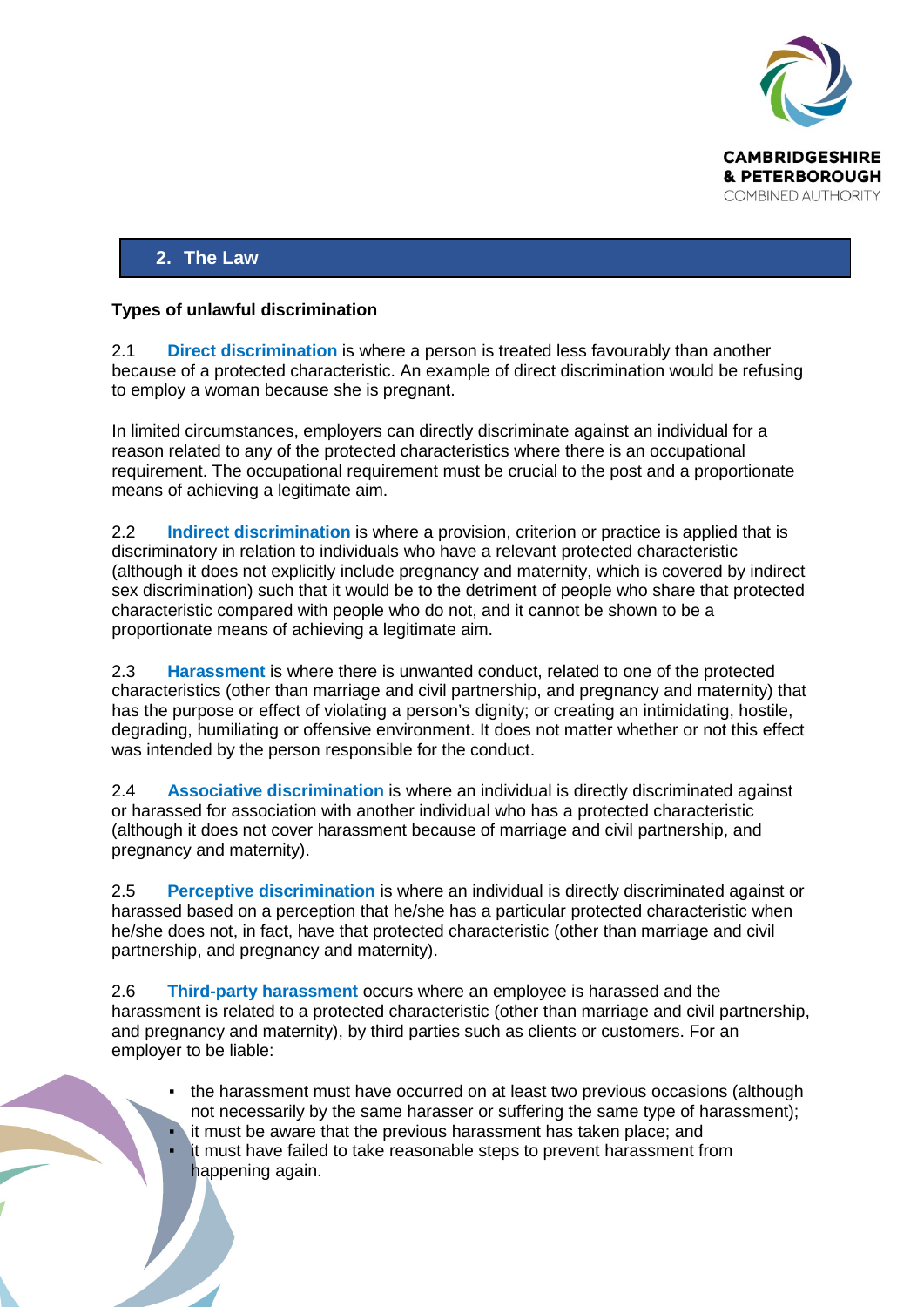## 2. The Law

**Types of unlawful discrimination**

2.1 **Direct discrimination** is where a person is treated less favourably than another because of a protected characteristic. An example of direct discrimination would be refusing to employ a woman because she is pregnant.

In limited circumstances, employers can directly discriminate against an individual for a reason related to any of the protected characteristics where there is an occupational requirement. The occupational requirement must be crucial to the post and a proportionate means of achieving a legitimate aim.

2.2 **Indirect discrimination** is where a provision, criterion or practice is applied that is discriminatory in relation to individuals who have a relevant protected characteristic (although it does not explicitly include pregnancy and maternity, which is covered by indirect sex discrimination) such that it would be to the detriment of people who share that protected characteristic compared with people who do not, and it cannot be shown to be a proportionate means of achieving a legitimate aim.

2.3 **Harassment** is where there is unwanted conduct, related to one of the protected characteristics (other than marriage and civil partnership, and pregnancy and maternity) that has the purpose or effect of violating a person's dignity; or creating an intimidating, hostile, degrading, humiliating or offensive environment. It does not matter whether or not this effect was intended by the person responsible for the conduct.

2.4 **Associative discrimination** is where an individual is directly discriminated against or harassed for association with another individual who has a protected characteristic (although it does not cover harassment because of marriage and civil partnership, and pregnancy and maternity).

2.5 **Perceptive discrimination** is where an individual is directly discriminated against or harassed based on a perception that he/she has a particular protected characteristic when he/she does not, in fact, have that protected characteristic (other than marriage and civil partnership, and pregnancy and maternity).

2.6 **Third-party harassment** occurs where an employee is harassed and the harassment is related to a protected characteristic (other than marriage and civil partnership, and pregnancy and maternity), by third parties such as clients or customers. For an employer to be liable:

- the harassment must have occurred on at least two previous occasions (although not necessarily by the same harasser or suffering the same type of harassment);
- it must be aware that the previous harassment has taken place; and
- it must have failed to take reasonable steps to prevent harassment from happening again.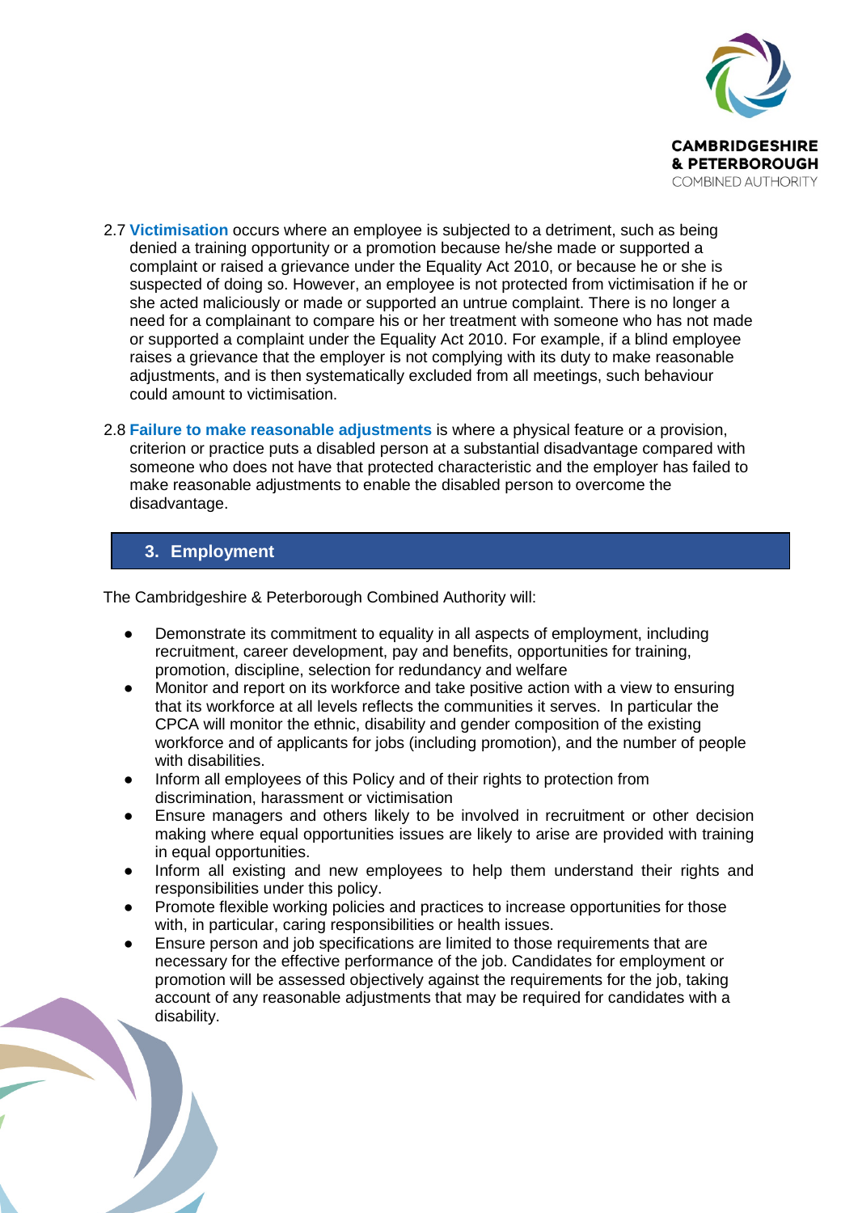2.7 **Victimisation** occurs where an employee is subjected to a detriment, such as being denied a training opportunity or a promotion because he/she made or supported a complaint or raised a grievance under the Equality Act 2010, or because he or she is suspected of doing so. However, an employee is not protected from victimisation if he or she acted maliciously or made or supported an untrue complaint. There is no longer a need for a complainant to compare his or her treatment with someone who has not made or supported a complaint under the Equality Act 2010. For example, if a blind employee raises a grievance that the employer is not complying with its duty to make reasonable adjustments, and is then systematically excluded from all meetings, such behaviour could amount to victimisation.

2.8 **Failure to make reasonable adjustments** is where a physical feature or a provision, criterion or practice puts a disabled person at a substantial disadvantage compared with someone who does not have that protected characteristic and the employer has failed to make reasonable adjustments to enable the disabled person to overcome the disadvantage.

## 3. Employment

The Cambridgeshire & Peterborough Combined Authority will:

- Demonstrate its commitment to equality in all aspects of employment, including recruitment, career development, pay and benefits, opportunities for training, promotion, discipline, selection for redundancy and welfare
- Monitor and report on its workforce and take positive action with a view to ensuring that its workforce at all levels reflects the communities it serves. In particular the CPCA will monitor the ethnic, disability and gender composition of the existing workforce and of applicants for jobs (including promotion), and the number of people with disabilities.
- Inform all employees of this Policy and of their rights to protection from discrimination, harassment or victimisation
- Ensure managers and others likely to be involved in recruitment or other decision making where equal opportunities issues are likely to arise are provided with training in equal opportunities.
- Inform all existing and new employees to help them understand their rights and responsibilities under this policy.
- Promote flexible working policies and practices to increase opportunities for those with, in particular, caring responsibilities or health issues.
- Ensure person and job specifications are limited to those requirements that are necessary for the effective performance of the job. Candidates for employment or promotion will be assessed objectively against the requirements for the job, taking account of any reasonable adjustments that may be required for candidates with a disability.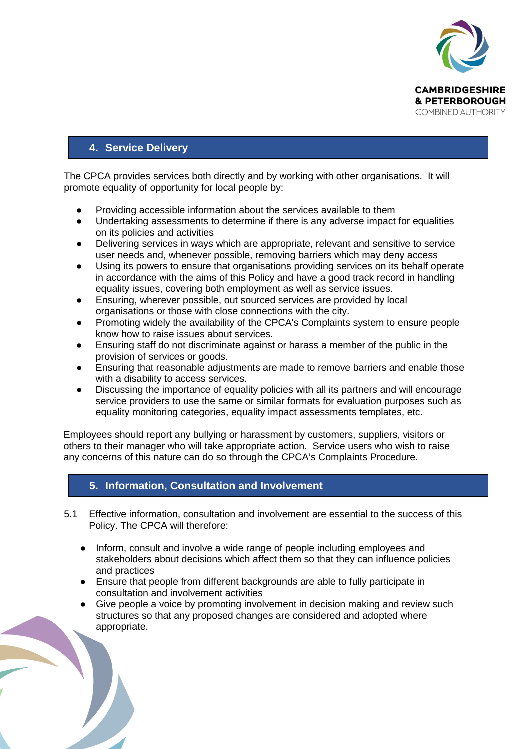## 4. Service Delivery

The CPCA provides services both directly and by working with other organisations. It will promote equality of opportunity for local people by:

- Providing accessible information about the services available to them
- Undertaking assessments to determine if there is any adverse impact for equalities on its policies and activities
- Delivering services in ways which are appropriate, relevant and sensitive to service user needs and, whenever possible, removing barriers which may deny access
- Using its powers to ensure that organisations providing services on its behalf operate in accordance with the aims of this Policy and have a good track record in handling equality issues, covering both employment as well as service issues.
- Ensuring, wherever possible, out sourced services are provided by local organisations or those with close connections with the city.
- Promoting widely the availability of the CPCA's Complaints system to ensure people know how to raise issues about services.
- Ensuring staff do not discriminate against or harass a member of the public in the provision of services or goods.
- Ensuring that reasonable adjustments are made to remove barriers and enable those with a disability to access services.
- Discussing the importance of equality policies with all its partners and will encourage service providers to use the same or similar formats for evaluation purposes such as equality monitoring categories, equality impact assessments templates, etc.

Employees should report any bullying or harassment by customers, suppliers, visitors or others to their manager who will take appropriate action. Service users who wish to raise any concerns of this nature can do so through the CPCA's Complaints Procedure.

## 5. Information, Consultation and Involvement

5.1 Effective information, consultation and involvement are essential to the success of this Policy. The CPCA will therefore:

- Inform, consult and involve a wide range of people including employees and stakeholders about decisions which affect them so that they can influence policies and practices
- Ensure that people from different backgrounds are able to fully participate in consultation and involvement activities
- Give people a voice by promoting involvement in decision making and review such structures so that any proposed changes are considered and adopted where appropriate.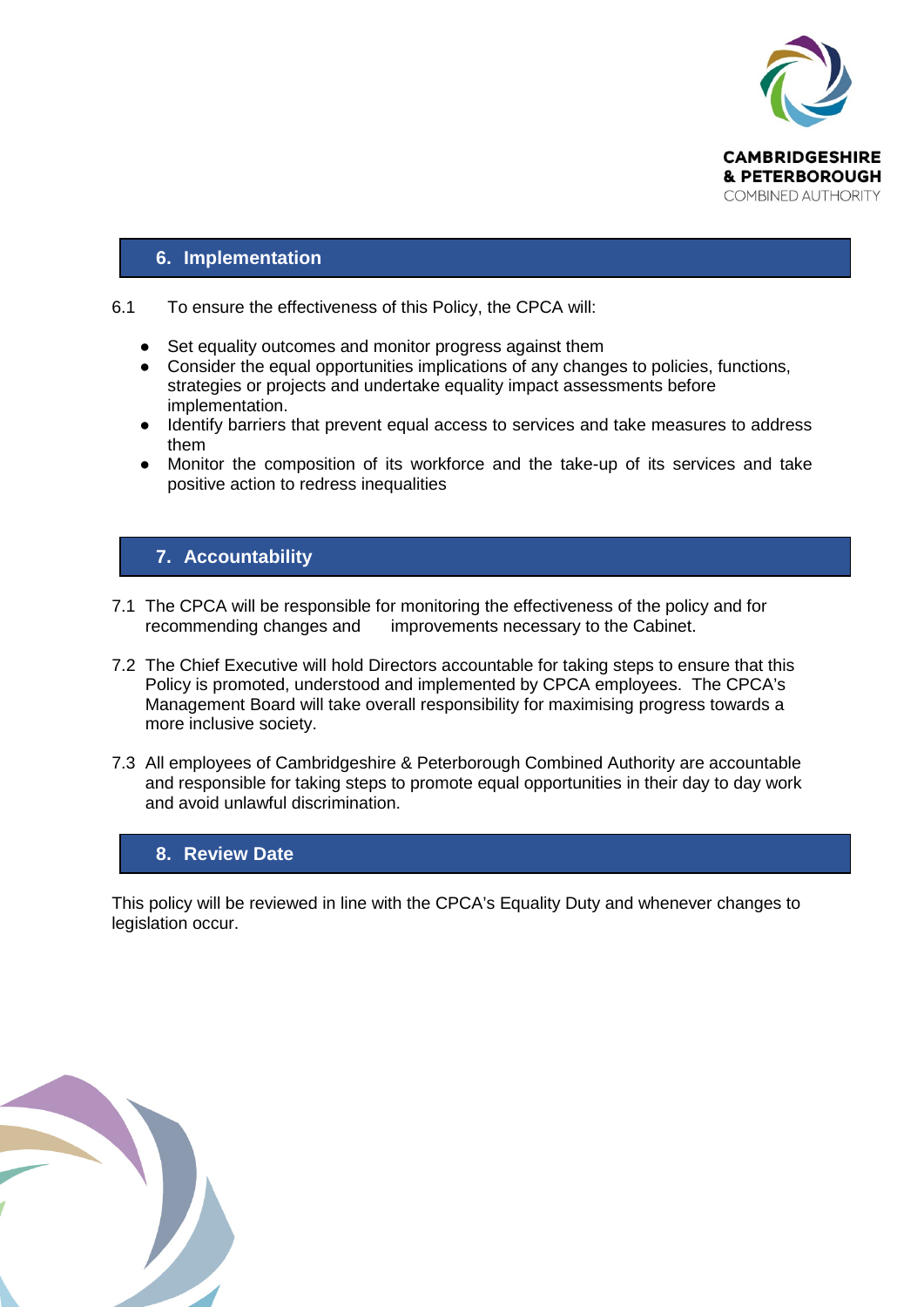## 6. Implementation

6.1 To ensure the effectiveness of this Policy, the CPCA will:

- Set equality outcomes and monitor progress against them
- Consider the equal opportunities implications of any changes to policies, functions, strategies or projects and undertake equality impact assessments before implementation.
- Identify barriers that prevent equal access to services and take measures to address them
- Monitor the composition of its workforce and the take-up of its services and take positive action to redress inequalities

## 7. Accountability

7.1 The CPCA will be responsible for monitoring the effectiveness of the policy and for recommending changes and improvements necessary to the Cabinet.

7.2 The Chief Executive will hold Directors accountable for taking steps to ensure that this Policy is promoted, understood and implemented by CPCA employees. The CPCA's Management Board will take overall responsibility for maximising progress towards a more inclusive society.

7.3 All employees of Cambridgeshire & Peterborough Combined Authority are accountable and responsible for taking steps to promote equal opportunities in their day to day work and avoid unlawful discrimination.

## 8. Review Date

This policy will be reviewed in line with the CPCA's Equality Duty and whenever changes to legislation occur.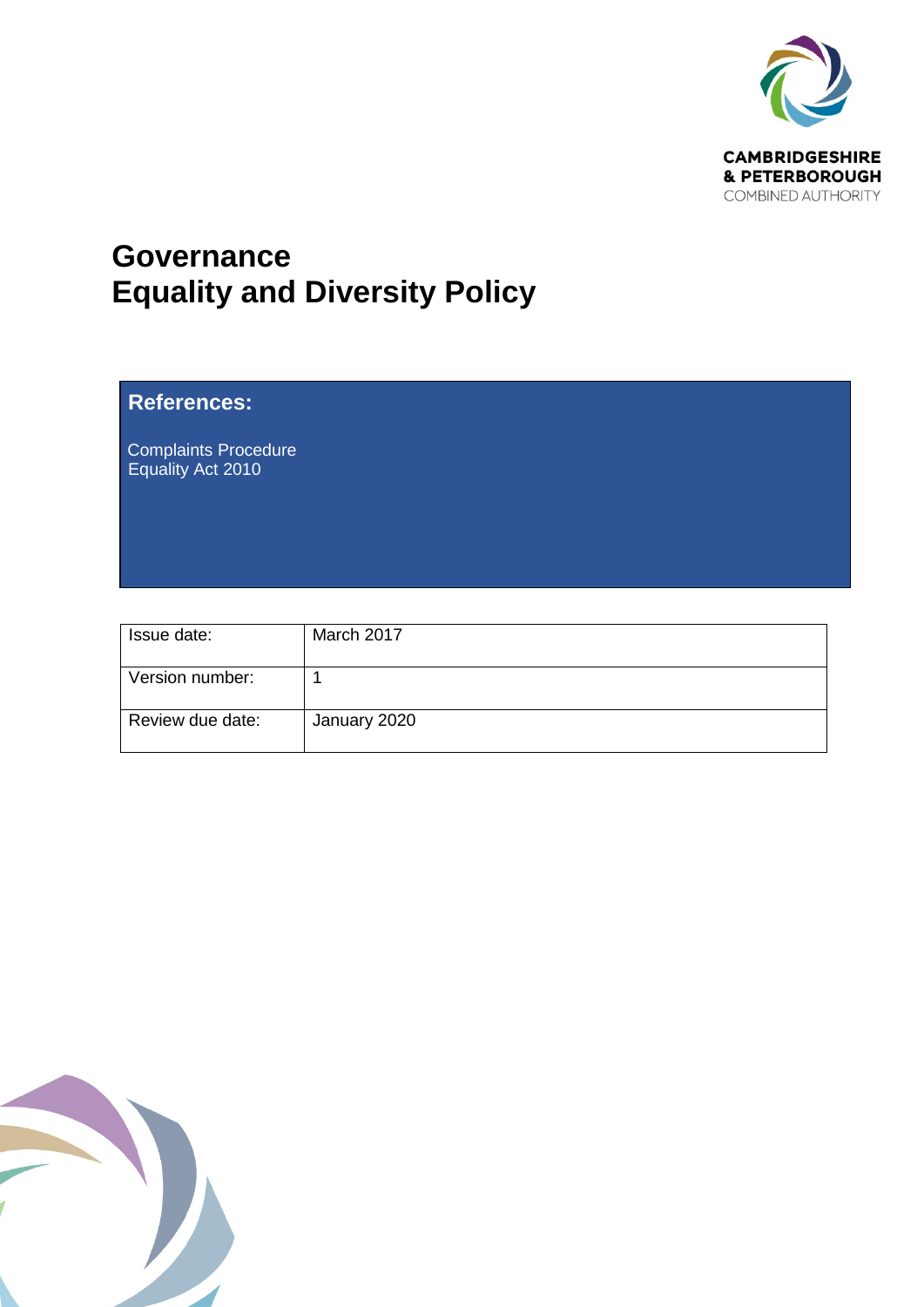# Governance
# Equality and Diversity Policy

**References:**

Complaints Procedure
Equality Act 2010

| Issue date: | March 2017 |
|---|---|
| Version number: | 1 |
| Review due date: | January 2020 |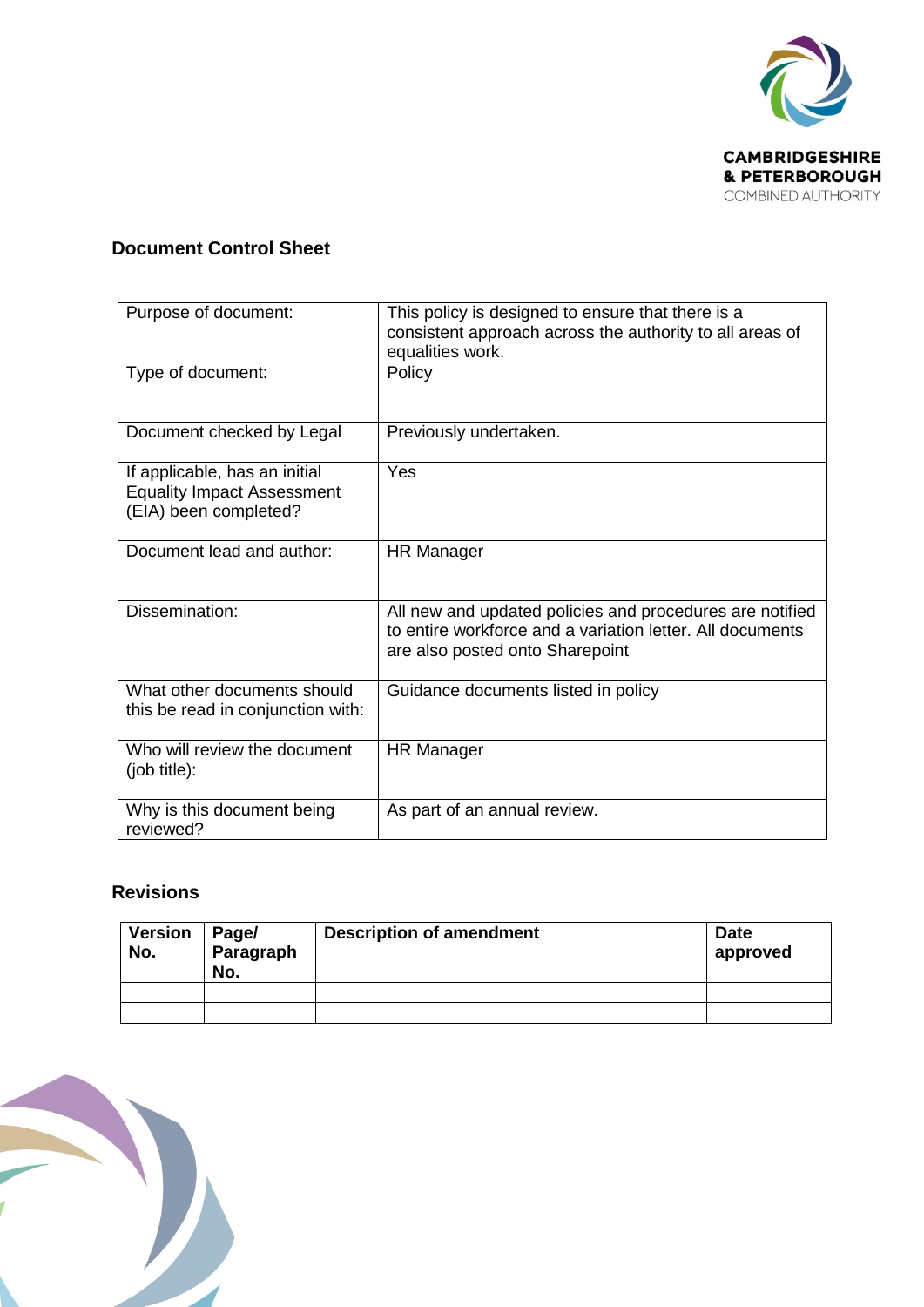CAMBRIDGESHIRE
& PETERBOROUGH
COMBINED AUTHORITY

## Document Control Sheet

| | |
|---|---|
| Purpose of document: | This policy is designed to ensure that there is a consistent approach across the authority to all areas of equalities work. |
| Type of document: | Policy |
| Document checked by Legal | Previously undertaken. |
| If applicable, has an initial Equality Impact Assessment (EIA) been completed? | Yes |
| Document lead and author: | HR Manager |
| Dissemination: | All new and updated policies and procedures are notified to entire workforce and a variation letter. All documents are also posted onto Sharepoint |
| What other documents should this be read in conjunction with: | Guidance documents listed in policy |
| Who will review the document (job title): | HR Manager |
| Why is this document being reviewed? | As part of an annual review. |

## Revisions

| Version No. | Page/ Paragraph No. | Description of amendment | Date approved |
|---|---|---|---|
| | | | |
| | | | |